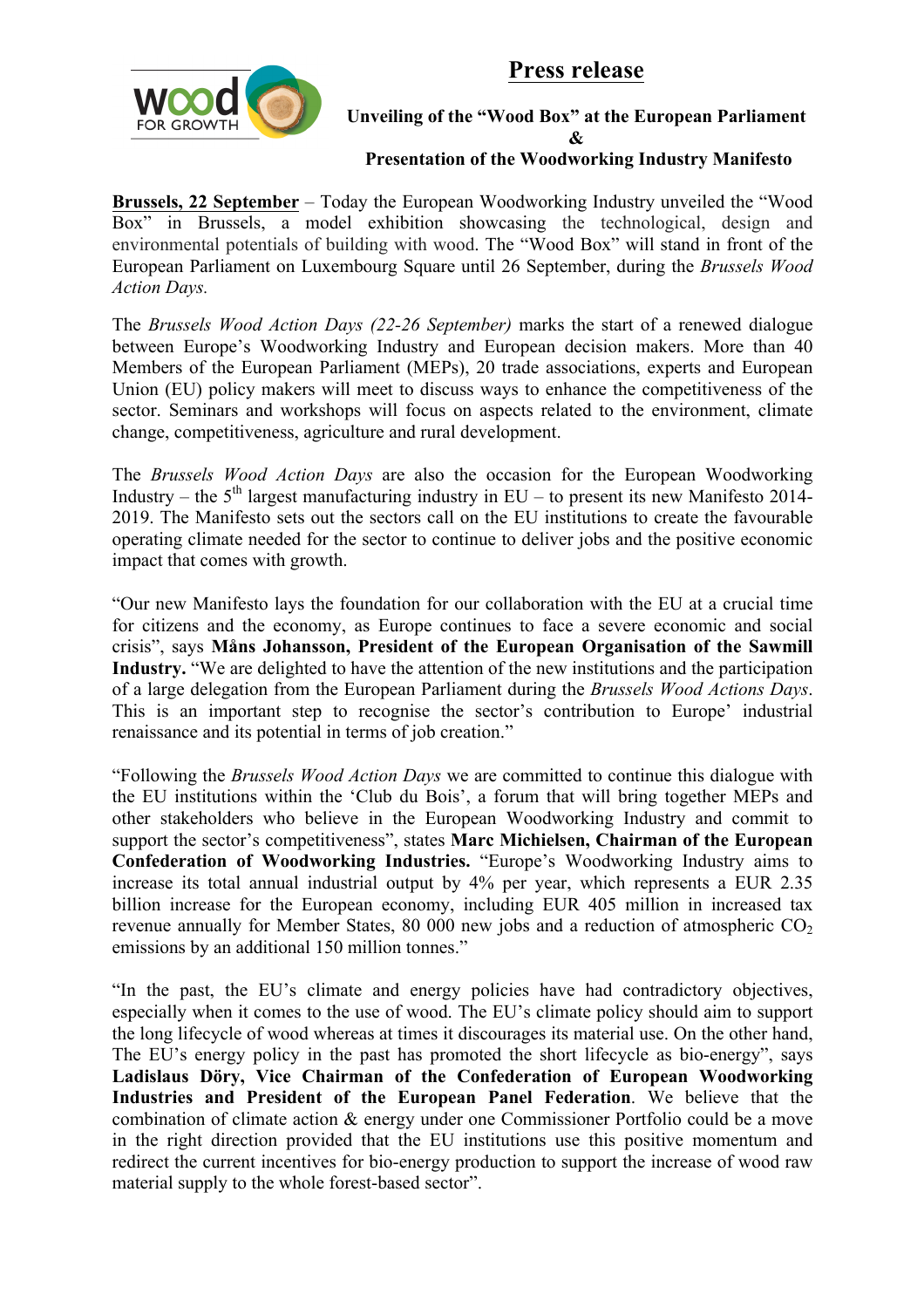# Press release

### Unveiling of the "Wood Box" at the European Parliament
### &
### Presentation of the Woodworking Industry Manifesto

**Brussels, 22 September** – Today the European Woodworking Industry unveiled the "Wood Box" in Brussels, a model exhibition showcasing the technological, design and environmental potentials of building with wood. The "Wood Box" will stand in front of the European Parliament on Luxembourg Square until 26 September, during the *Brussels Wood Action Days.*

The *Brussels Wood Action Days (22-26 September)* marks the start of a renewed dialogue between Europe's Woodworking Industry and European decision makers. More than 40 Members of the European Parliament (MEPs), 20 trade associations, experts and European Union (EU) policy makers will meet to discuss ways to enhance the competitiveness of the sector. Seminars and workshops will focus on aspects related to the environment, climate change, competitiveness, agriculture and rural development.

The *Brussels Wood Action Days* are also the occasion for the European Woodworking Industry – the 5th largest manufacturing industry in EU – to present its new Manifesto 2014-2019. The Manifesto sets out the sectors call on the EU institutions to create the favourable operating climate needed for the sector to continue to deliver jobs and the positive economic impact that comes with growth.

"Our new Manifesto lays the foundation for our collaboration with the EU at a crucial time for citizens and the economy, as Europe continues to face a severe economic and social crisis", says **Måns Johansson, President of the European Organisation of the Sawmill Industry.** "We are delighted to have the attention of the new institutions and the participation of a large delegation from the European Parliament during the *Brussels Wood Actions Days*. This is an important step to recognise the sector's contribution to Europe' industrial renaissance and its potential in terms of job creation."

"Following the *Brussels Wood Action Days* we are committed to continue this dialogue with the EU institutions within the 'Club du Bois', a forum that will bring together MEPs and other stakeholders who believe in the European Woodworking Industry and commit to support the sector's competitiveness", states **Marc Michielsen, Chairman of the European Confederation of Woodworking Industries.** "Europe's Woodworking Industry aims to increase its total annual industrial output by 4% per year, which represents a EUR 2.35 billion increase for the European economy, including EUR 405 million in increased tax revenue annually for Member States, 80 000 new jobs and a reduction of atmospheric $CO_2$ emissions by an additional 150 million tonnes."

"In the past, the EU's climate and energy policies have had contradictory objectives, especially when it comes to the use of wood. The EU's climate policy should aim to support the long lifecycle of wood whereas at times it discourages its material use. On the other hand, The EU's energy policy in the past has promoted the short lifecycle as bio-energy", says **Ladislaus Döry, Vice Chairman of the Confederation of European Woodworking Industries and President of the European Panel Federation**. We believe that the combination of climate action & energy under one Commissioner Portfolio could be a move in the right direction provided that the EU institutions use this positive momentum and redirect the current incentives for bio-energy production to support the increase of wood raw material supply to the whole forest-based sector".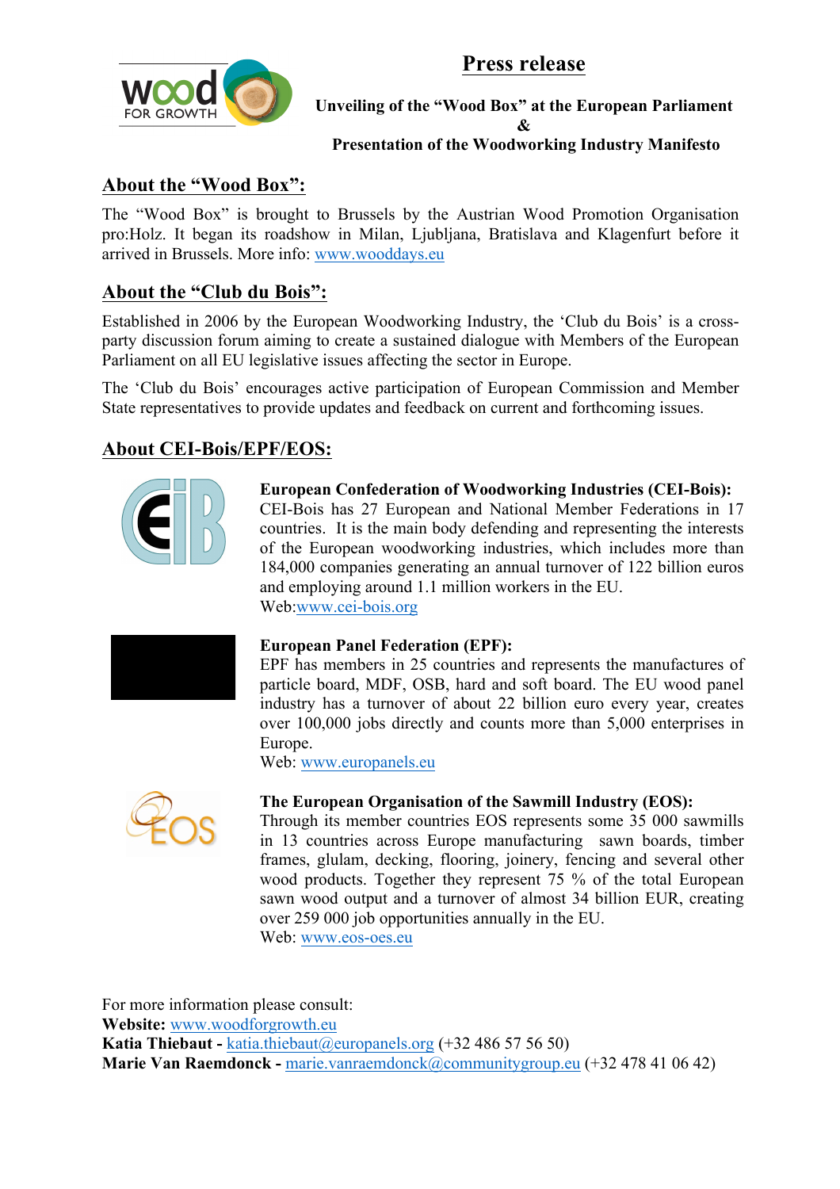# Press release

**Unveiling of the "Wood Box" at the European Parliament**
**&**
**Presentation of the Woodworking Industry Manifesto**

## About the "Wood Box":

The "Wood Box" is brought to Brussels by the Austrian Wood Promotion Organisation pro:Holz. It began its roadshow in Milan, Ljubljana, Bratislava and Klagenfurt before it arrived in Brussels. More info: www.wooddays.eu

## About the "Club du Bois":

Established in 2006 by the European Woodworking Industry, the 'Club du Bois' is a cross-party discussion forum aiming to create a sustained dialogue with Members of the European Parliament on all EU legislative issues affecting the sector in Europe.

The 'Club du Bois' encourages active participation of European Commission and Member State representatives to provide updates and feedback on current and forthcoming issues.

## About CEI-Bois/EPF/EOS:

**European Confederation of Woodworking Industries (CEI-Bois):**
CEI-Bois has 27 European and National Member Federations in 17 countries. It is the main body defending and representing the interests of the European woodworking industries, which includes more than 184,000 companies generating an annual turnover of 122 billion euros and employing around 1.1 million workers in the EU.
Web:www.cei-bois.org

**European Panel Federation (EPF):**
EPF has members in 25 countries and represents the manufactures of particle board, MDF, OSB, hard and soft board. The EU wood panel industry has a turnover of about 22 billion euro every year, creates over 100,000 jobs directly and counts more than 5,000 enterprises in Europe.
Web: www.europanels.eu

**The European Organisation of the Sawmill Industry (EOS):**
Through its member countries EOS represents some 35 000 sawmills in 13 countries across Europe manufacturing sawn boards, timber frames, glulam, decking, flooring, joinery, fencing and several other wood products. Together they represent 75 % of the total European sawn wood output and a turnover of almost 34 billion EUR, creating over 259 000 job opportunities annually in the EU.
Web: www.eos-oes.eu

For more information please consult:
**Website:** www.woodforgrowth.eu
**Katia Thiebaut -** katia.thiebaut@europanels.org (+32 486 57 56 50)
**Marie Van Raemdonck -** marie.vanraemdonck@communitygroup.eu (+32 478 41 06 42)